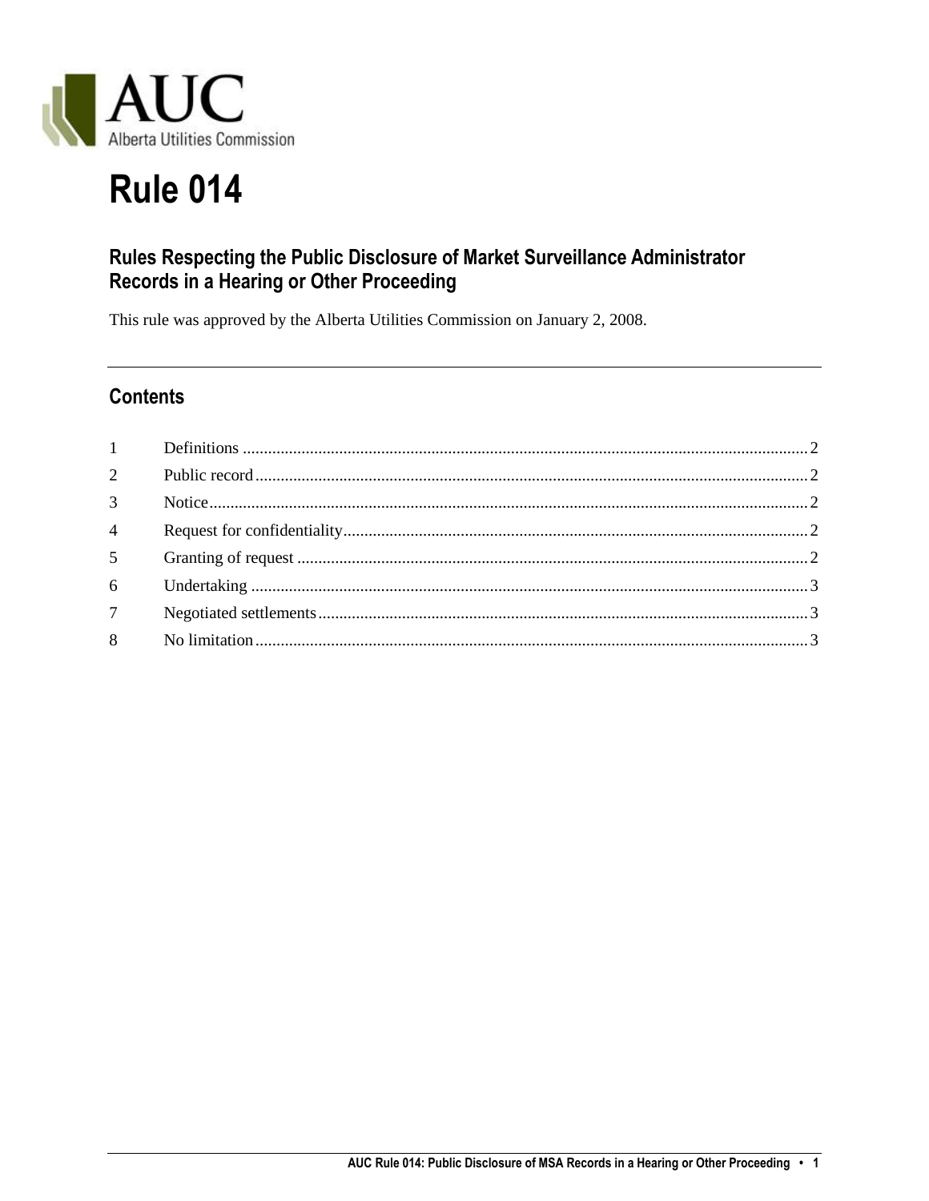AUC

Alberta Utilities Commission

# Rule 014

## Rules Respecting the Public Disclosure of Market Surveillance Administrator Records in a Hearing or Other Proceeding

This rule was approved by the Alberta Utilities Commission on January 2, 2008.

## Contents

| | | |
|---|---|---|
| 1 | Definitions | 2 |
| 2 | Public record | 2 |
| 3 | Notice | 2 |
| 4 | Request for confidentiality | 2 |
| 5 | Granting of request | 2 |
| 6 | Undertaking | 3 |
| 7 | Negotiated settlements | 3 |
| 8 | No limitation | 3 |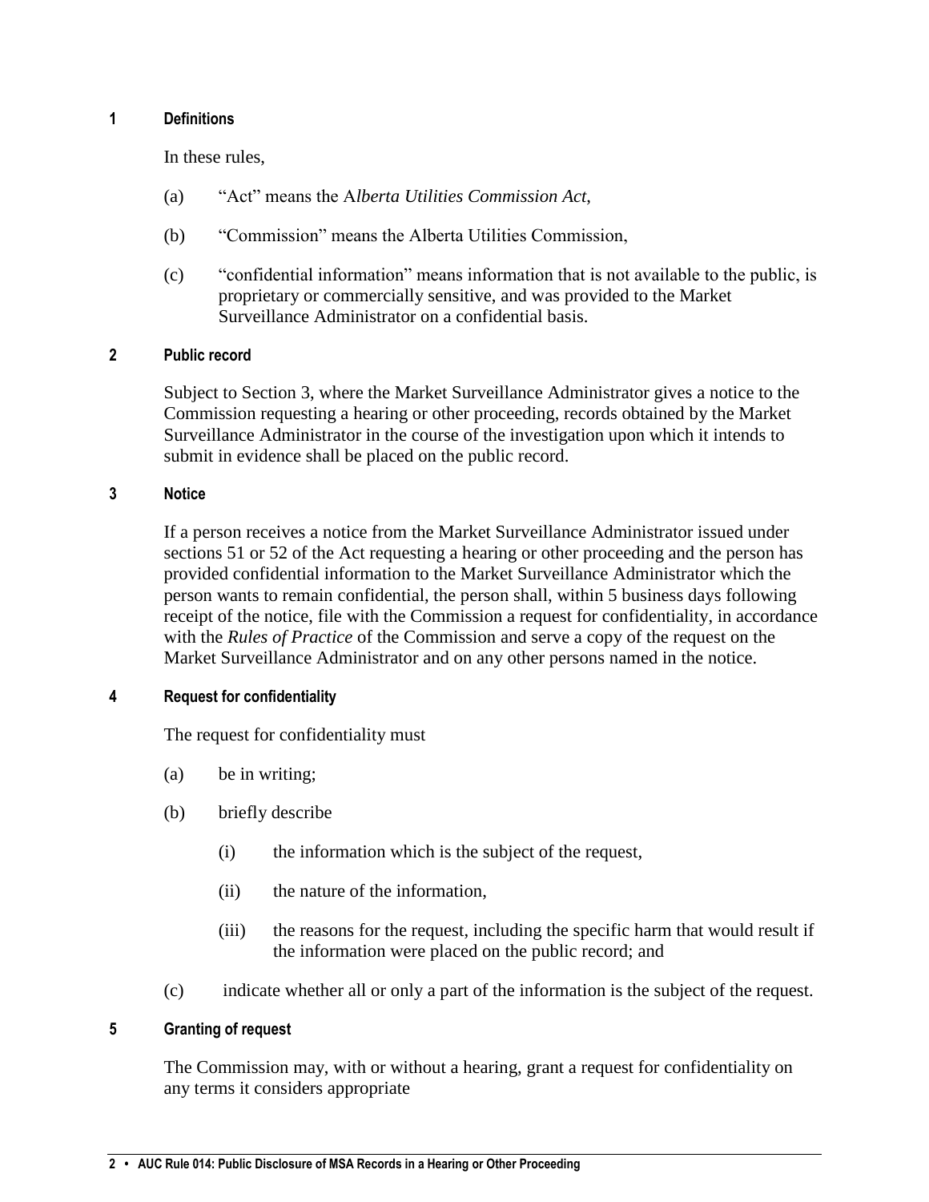## 1 Definitions

In these rules,

(a) "Act" means the *Alberta Utilities Commission Act*,

(b) "Commission" means the Alberta Utilities Commission,

(c) "confidential information" means information that is not available to the public, is proprietary or commercially sensitive, and was provided to the Market Surveillance Administrator on a confidential basis.

## 2 Public record

Subject to Section 3, where the Market Surveillance Administrator gives a notice to the Commission requesting a hearing or other proceeding, records obtained by the Market Surveillance Administrator in the course of the investigation upon which it intends to submit in evidence shall be placed on the public record.

## 3 Notice

If a person receives a notice from the Market Surveillance Administrator issued under sections 51 or 52 of the Act requesting a hearing or other proceeding and the person has provided confidential information to the Market Surveillance Administrator which the person wants to remain confidential, the person shall, within 5 business days following receipt of the notice, file with the Commission a request for confidentiality, in accordance with the *Rules of Practice* of the Commission and serve a copy of the request on the Market Surveillance Administrator and on any other persons named in the notice.

## 4 Request for confidentiality

The request for confidentiality must

(a) be in writing;

(b) briefly describe

(i) the information which is the subject of the request,

(ii) the nature of the information,

(iii) the reasons for the request, including the specific harm that would result if the information were placed on the public record; and

(c) indicate whether all or only a part of the information is the subject of the request.

## 5 Granting of request

The Commission may, with or without a hearing, grant a request for confidentiality on any terms it considers appropriate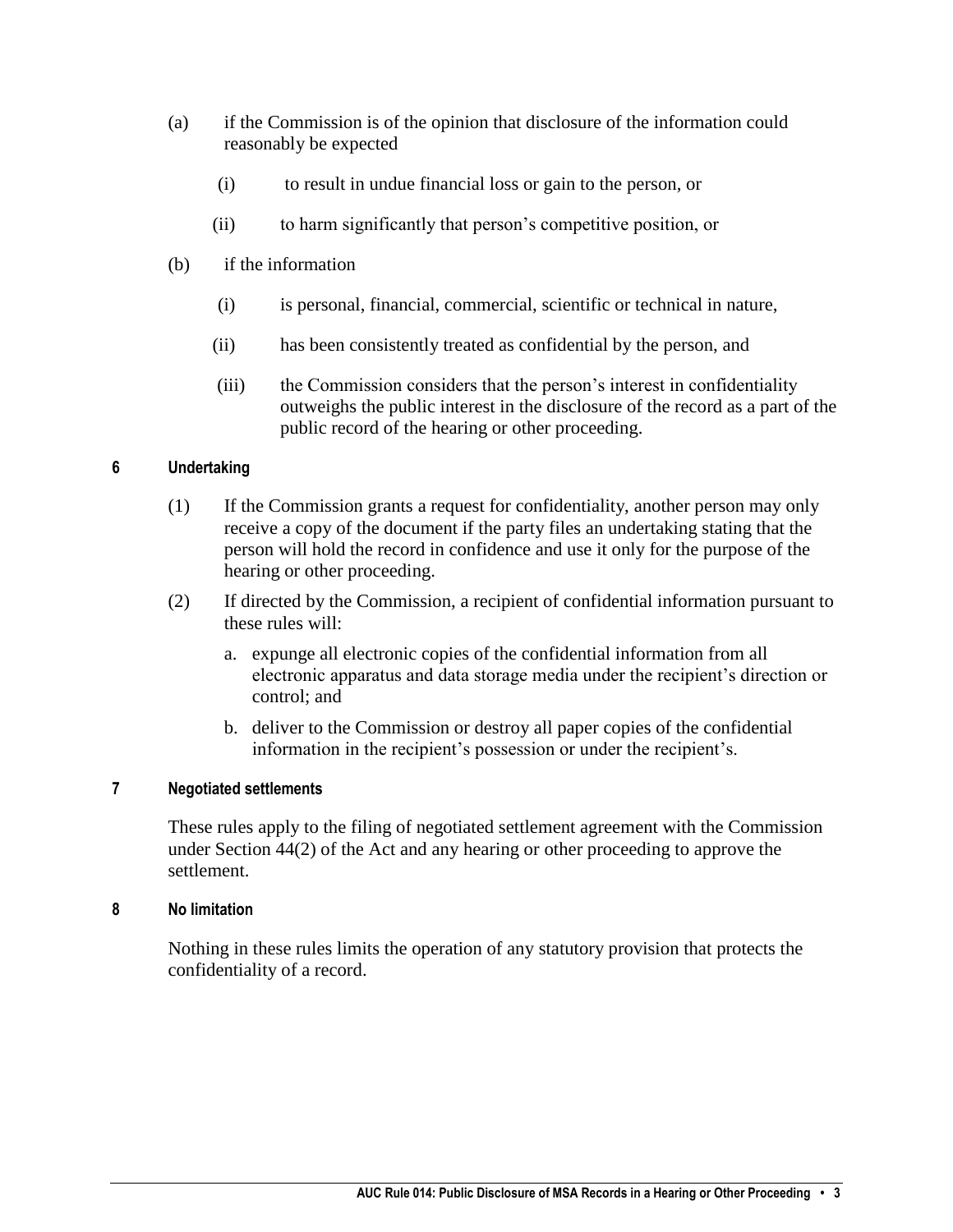(a) if the Commission is of the opinion that disclosure of the information could reasonably be expected

  (i) to result in undue financial loss or gain to the person, or

  (ii) to harm significantly that person's competitive position, or

(b) if the information

  (i) is personal, financial, commercial, scientific or technical in nature,

  (ii) has been consistently treated as confidential by the person, and

  (iii) the Commission considers that the person's interest in confidentiality outweighs the public interest in the disclosure of the record as a part of the public record of the hearing or other proceeding.

### 6 Undertaking

(1) If the Commission grants a request for confidentiality, another person may only receive a copy of the document if the party files an undertaking stating that the person will hold the record in confidence and use it only for the purpose of the hearing or other proceeding.

(2) If directed by the Commission, a recipient of confidential information pursuant to these rules will:

  a. expunge all electronic copies of the confidential information from all electronic apparatus and data storage media under the recipient's direction or control; and

  b. deliver to the Commission or destroy all paper copies of the confidential information in the recipient's possession or under the recipient's.

### 7 Negotiated settlements

These rules apply to the filing of negotiated settlement agreement with the Commission under Section 44(2) of the Act and any hearing or other proceeding to approve the settlement.

### 8 No limitation

Nothing in these rules limits the operation of any statutory provision that protects the confidentiality of a record.